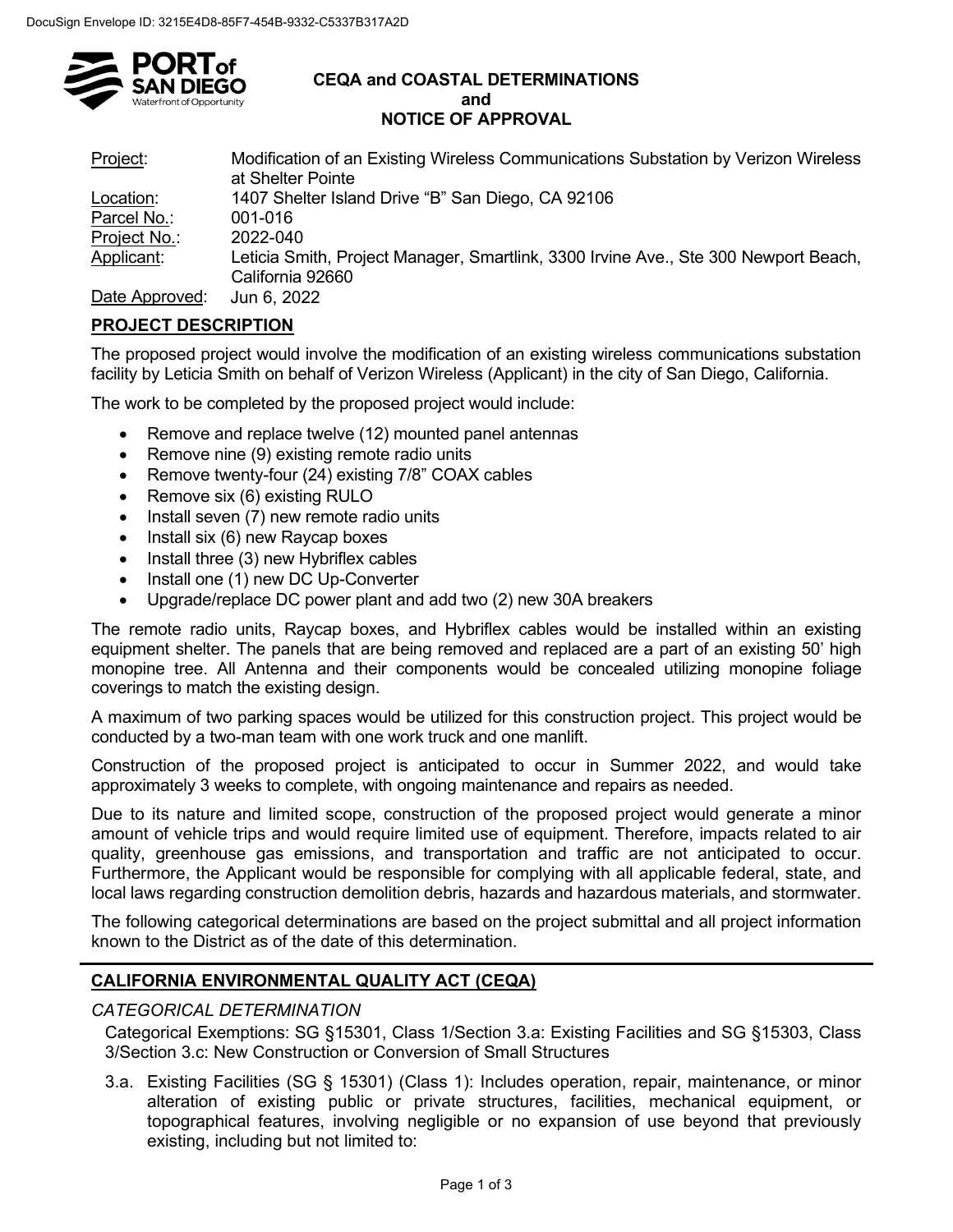DocuSign Envelope ID: 3215E4D8-85F7-454B-9332-C5337B317A2D

# CEQA and COASTAL DETERMINATIONS and NOTICE OF APPROVAL

| | |
|---|---|
| Project: | Modification of an Existing Wireless Communications Substation by Verizon Wireless at Shelter Pointe |
| Location: | 1407 Shelter Island Drive "B" San Diego, CA 92106 |
| Parcel No.: | 001-016 |
| Project No.: | 2022-040 |
| Applicant: | Leticia Smith, Project Manager, Smartlink, 3300 Irvine Ave., Ste 300 Newport Beach, California 92660 |
| Date Approved: | Jun 6, 2022 |

## PROJECT DESCRIPTION

The proposed project would involve the modification of an existing wireless communications substation facility by Leticia Smith on behalf of Verizon Wireless (Applicant) in the city of San Diego, California.

The work to be completed by the proposed project would include:

- Remove and replace twelve (12) mounted panel antennas
- Remove nine (9) existing remote radio units
- Remove twenty-four (24) existing 7/8" COAX cables
- Remove six (6) existing RULO
- Install seven (7) new remote radio units
- Install six (6) new Raycap boxes
- Install three (3) new Hybriflex cables
- Install one (1) new DC Up-Converter
- Upgrade/replace DC power plant and add two (2) new 30A breakers

The remote radio units, Raycap boxes, and Hybriflex cables would be installed within an existing equipment shelter. The panels that are being removed and replaced are a part of an existing 50' high monopine tree. All Antenna and their components would be concealed utilizing monopine foliage coverings to match the existing design.

A maximum of two parking spaces would be utilized for this construction project. This project would be conducted by a two-man team with one work truck and one manlift.

Construction of the proposed project is anticipated to occur in Summer 2022, and would take approximately 3 weeks to complete, with ongoing maintenance and repairs as needed.

Due to its nature and limited scope, construction of the proposed project would generate a minor amount of vehicle trips and would require limited use of equipment. Therefore, impacts related to air quality, greenhouse gas emissions, and transportation and traffic are not anticipated to occur. Furthermore, the Applicant would be responsible for complying with all applicable federal, state, and local laws regarding construction demolition debris, hazards and hazardous materials, and stormwater.

The following categorical determinations are based on the project submittal and all project information known to the District as of the date of this determination.

## CALIFORNIA ENVIRONMENTAL QUALITY ACT (CEQA)

### *CATEGORICAL DETERMINATION*

Categorical Exemptions: SG §15301, Class 1/Section 3.a: Existing Facilities and SG §15303, Class 3/Section 3.c: New Construction or Conversion of Small Structures

3.a. Existing Facilities (SG § 15301) (Class 1): Includes operation, repair, maintenance, or minor alteration of existing public or private structures, facilities, mechanical equipment, or topographical features, involving negligible or no expansion of use beyond that previously existing, including but not limited to: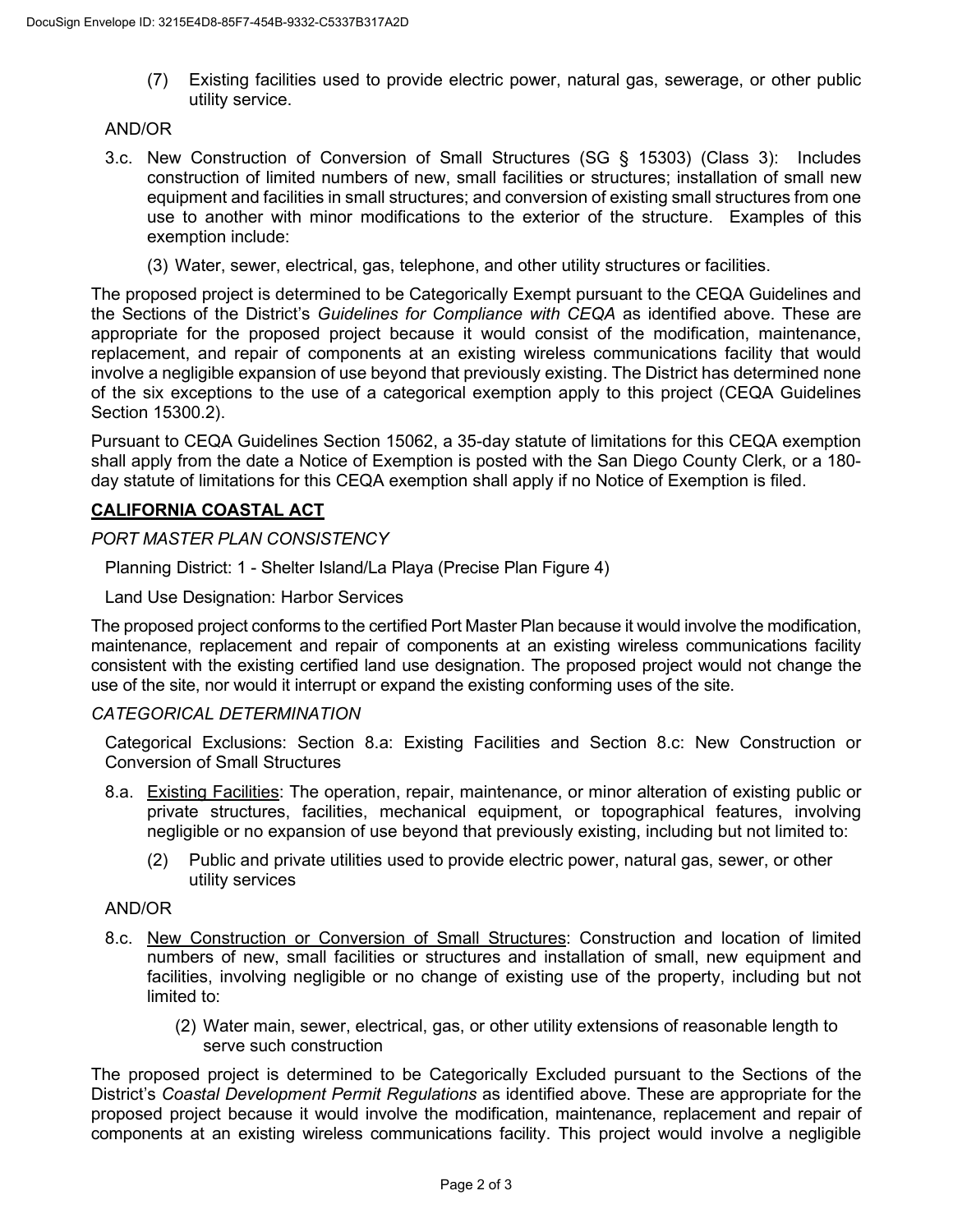(7) Existing facilities used to provide electric power, natural gas, sewerage, or other public utility service.

AND/OR

3.c. New Construction of Conversion of Small Structures (SG § 15303) (Class 3): Includes construction of limited numbers of new, small facilities or structures; installation of small new equipment and facilities in small structures; and conversion of existing small structures from one use to another with minor modifications to the exterior of the structure. Examples of this exemption include:

(3) Water, sewer, electrical, gas, telephone, and other utility structures or facilities.

The proposed project is determined to be Categorically Exempt pursuant to the CEQA Guidelines and the Sections of the District's *Guidelines for Compliance with CEQA* as identified above. These are appropriate for the proposed project because it would consist of the modification, maintenance, replacement, and repair of components at an existing wireless communications facility that would involve a negligible expansion of use beyond that previously existing. The District has determined none of the six exceptions to the use of a categorical exemption apply to this project (CEQA Guidelines Section 15300.2).

Pursuant to CEQA Guidelines Section 15062, a 35-day statute of limitations for this CEQA exemption shall apply from the date a Notice of Exemption is posted with the San Diego County Clerk, or a 180-day statute of limitations for this CEQA exemption shall apply if no Notice of Exemption is filed.

## CALIFORNIA COASTAL ACT

*PORT MASTER PLAN CONSISTENCY*

Planning District: 1 - Shelter Island/La Playa (Precise Plan Figure 4)

Land Use Designation: Harbor Services

The proposed project conforms to the certified Port Master Plan because it would involve the modification, maintenance, replacement and repair of components at an existing wireless communications facility consistent with the existing certified land use designation. The proposed project would not change the use of the site, nor would it interrupt or expand the existing conforming uses of the site.

*CATEGORICAL DETERMINATION*

Categorical Exclusions: Section 8.a: Existing Facilities and Section 8.c: New Construction or Conversion of Small Structures

8.a. Existing Facilities: The operation, repair, maintenance, or minor alteration of existing public or private structures, facilities, mechanical equipment, or topographical features, involving negligible or no expansion of use beyond that previously existing, including but not limited to:

(2) Public and private utilities used to provide electric power, natural gas, sewer, or other utility services

AND/OR

8.c. New Construction or Conversion of Small Structures: Construction and location of limited numbers of new, small facilities or structures and installation of small, new equipment and facilities, involving negligible or no change of existing use of the property, including but not limited to:

(2) Water main, sewer, electrical, gas, or other utility extensions of reasonable length to serve such construction

The proposed project is determined to be Categorically Excluded pursuant to the Sections of the District's *Coastal Development Permit Regulations* as identified above. These are appropriate for the proposed project because it would involve the modification, maintenance, replacement and repair of components at an existing wireless communications facility. This project would involve a negligible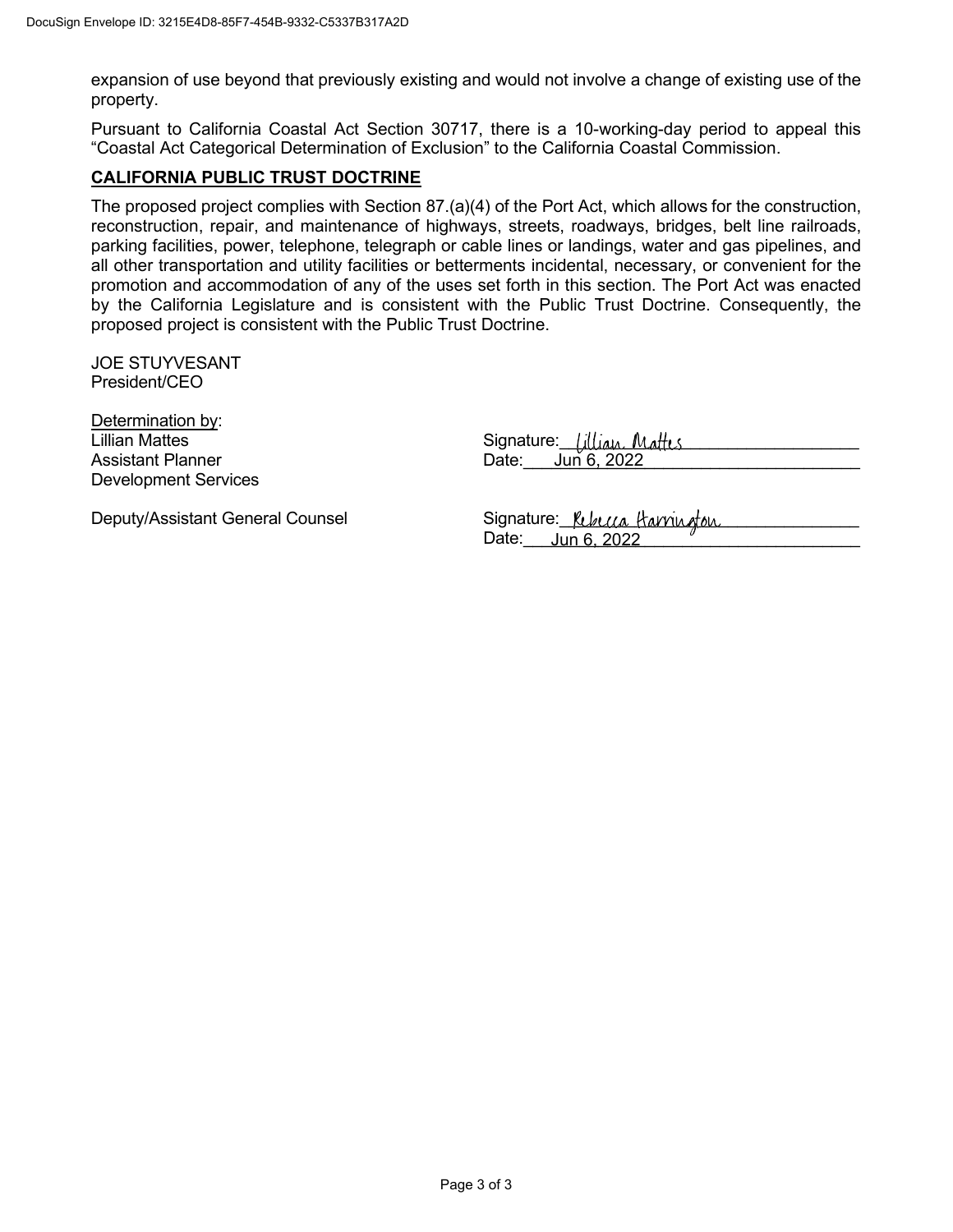expansion of use beyond that previously existing and would not involve a change of existing use of the property.

Pursuant to California Coastal Act Section 30717, there is a 10-working-day period to appeal this "Coastal Act Categorical Determination of Exclusion" to the California Coastal Commission.

## CALIFORNIA PUBLIC TRUST DOCTRINE

The proposed project complies with Section 87.(a)(4) of the Port Act, which allows for the construction, reconstruction, repair, and maintenance of highways, streets, roadways, bridges, belt line railroads, parking facilities, power, telephone, telegraph or cable lines or landings, water and gas pipelines, and all other transportation and utility facilities or betterments incidental, necessary, or convenient for the promotion and accommodation of any of the uses set forth in this section. The Port Act was enacted by the California Legislature and is consistent with the Public Trust Doctrine. Consequently, the proposed project is consistent with the Public Trust Doctrine.

JOE STUYVESANT
President/CEO

Determination by:
Lillian Mattes
Assistant Planner
Development Services

Signature: Lillian Mattes
Date: Jun 6, 2022

Deputy/Assistant General Counsel

Signature: Rebecca Harrington
Date: Jun 6, 2022